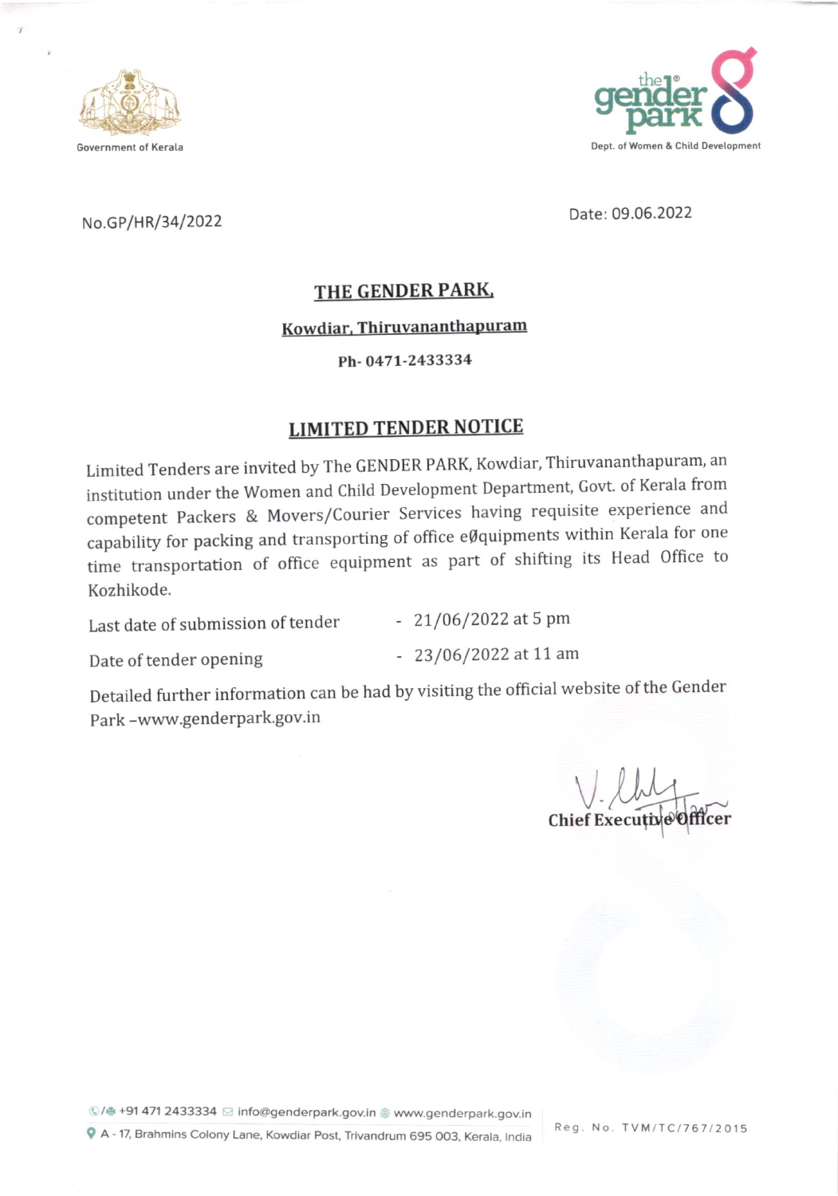Government of Kerala

the gender park
Dept. of Women & Child Development

No.GP/HR/34/2022

Date: 09.06.2022

## THE GENDER PARK,

### Kowdiar, Thiruvananthapuram

**Ph- 0471-2433334**

## LIMITED TENDER NOTICE

Limited Tenders are invited by The GENDER PARK, Kowdiar, Thiruvananthapuram, an institution under the Women and Child Development Department, Govt. of Kerala from competent Packers & Movers/Courier Services having requisite experience and capability for packing and transporting of office eØquipments within Kerala for one time transportation of office equipment as part of shifting its Head Office to Kozhikode.

Last date of submission of tender - 21/06/2022 at 5 pm

Date of tender opening - 23/06/2022 at 11 am

Detailed further information can be had by visiting the official website of the Gender Park –www.genderpark.gov.in

**Chief Executive Officer**

+91 471 2433334 info@genderpark.gov.in www.genderpark.gov.in
A - 17, Brahmins Colony Lane, Kowdiar Post, Trivandrum 695 003, Kerala, India
Reg. No. TVM/TC/767/2015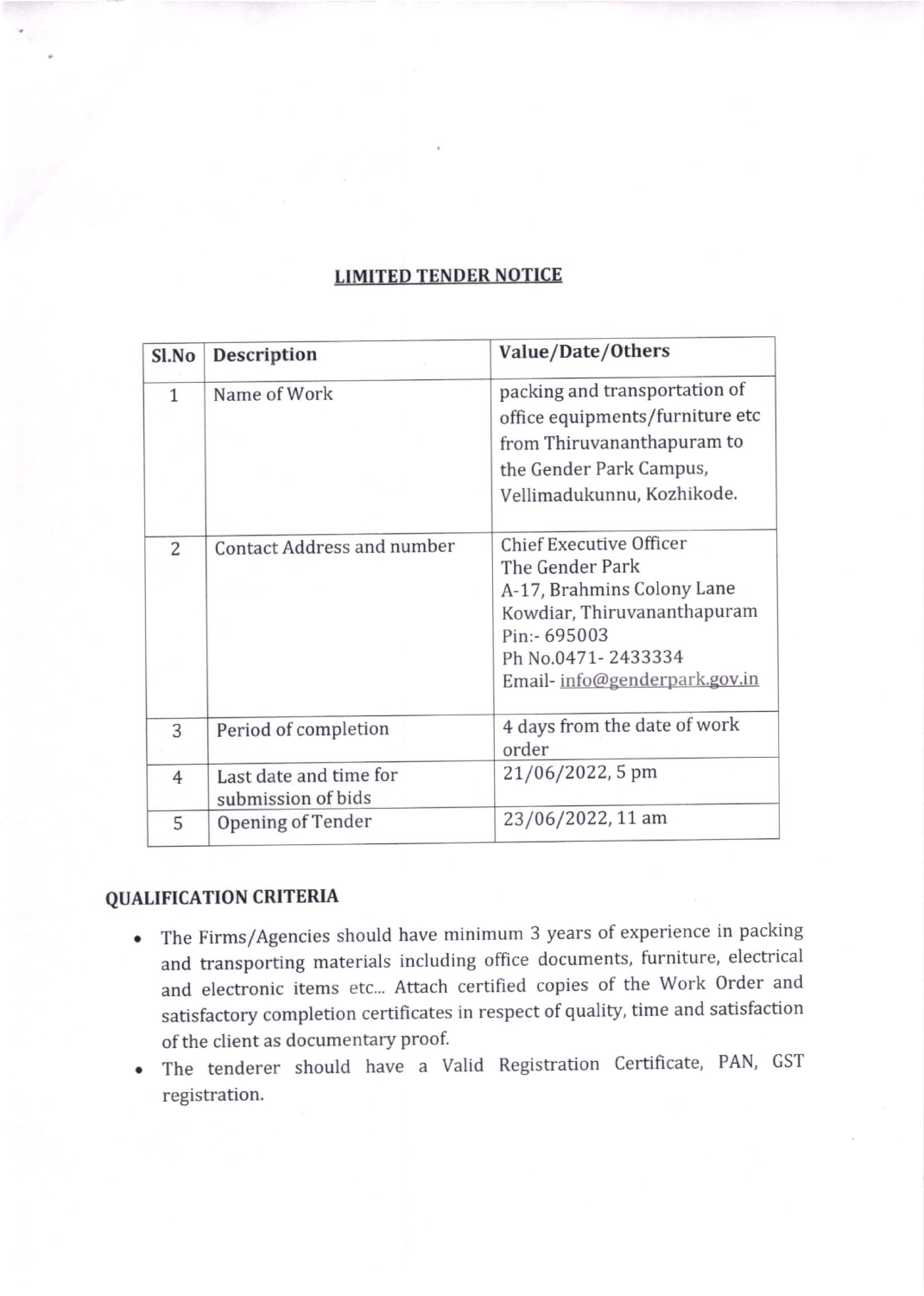## LIMITED TENDER NOTICE

| Sl.No | Description | Value/Date/Others |
|---|---|---|
| 1 | Name of Work | packing and transportation of office equipments/furniture etc from Thiruvananthapuram to the Gender Park Campus, Vellimadukunnu, Kozhikode. |
| 2 | Contact Address and number | Chief Executive Officer<br>The Gender Park<br>A-17, Brahmins Colony Lane<br>Kowdiar, Thiruvananthapuram<br>Pin:- 695003<br>Ph No.0471- 2433334<br>Email- info@genderpark.gov.in |
| 3 | Period of completion | 4 days from the date of work order |
| 4 | Last date and time for submission of bids | 21/06/2022, 5 pm |
| 5 | Opening of Tender | 23/06/2022, 11 am |

### QUALIFICATION CRITERIA

- The Firms/Agencies should have minimum 3 years of experience in packing and transporting materials including office documents, furniture, electrical and electronic items etc... Attach certified copies of the Work Order and satisfactory completion certificates in respect of quality, time and satisfaction of the client as documentary proof.
- The tenderer should have a Valid Registration Certificate, PAN, GST registration.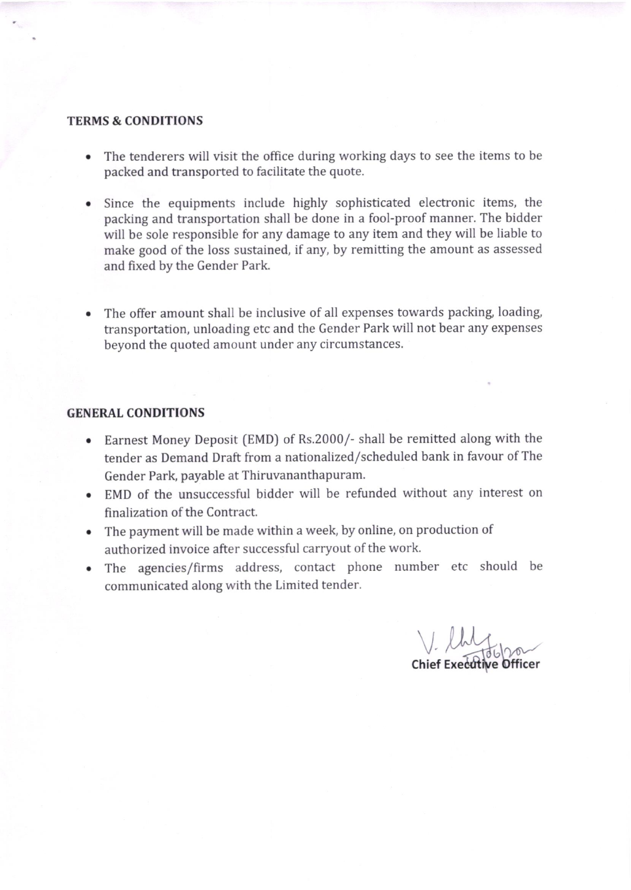**TERMS & CONDITIONS**

- The tenderers will visit the office during working days to see the items to be packed and transported to facilitate the quote.
- Since the equipments include highly sophisticated electronic items, the packing and transportation shall be done in a fool-proof manner. The bidder will be sole responsible for any damage to any item and they will be liable to make good of the loss sustained, if any, by remitting the amount as assessed and fixed by the Gender Park.
- The offer amount shall be inclusive of all expenses towards packing, loading, transportation, unloading etc and the Gender Park will not bear any expenses beyond the quoted amount under any circumstances.

**GENERAL CONDITIONS**

- Earnest Money Deposit (EMD) of Rs.2000/- shall be remitted along with the tender as Demand Draft from a nationalized/scheduled bank in favour of The Gender Park, payable at Thiruvananthapuram.
- EMD of the unsuccessful bidder will be refunded without any interest on finalization of the Contract.
- The payment will be made within a week, by online, on production of authorized invoice after successful carryout of the work.
- The agencies/firms address, contact phone number etc should be communicated along with the Limited tender.

**Chief Executive Officer**